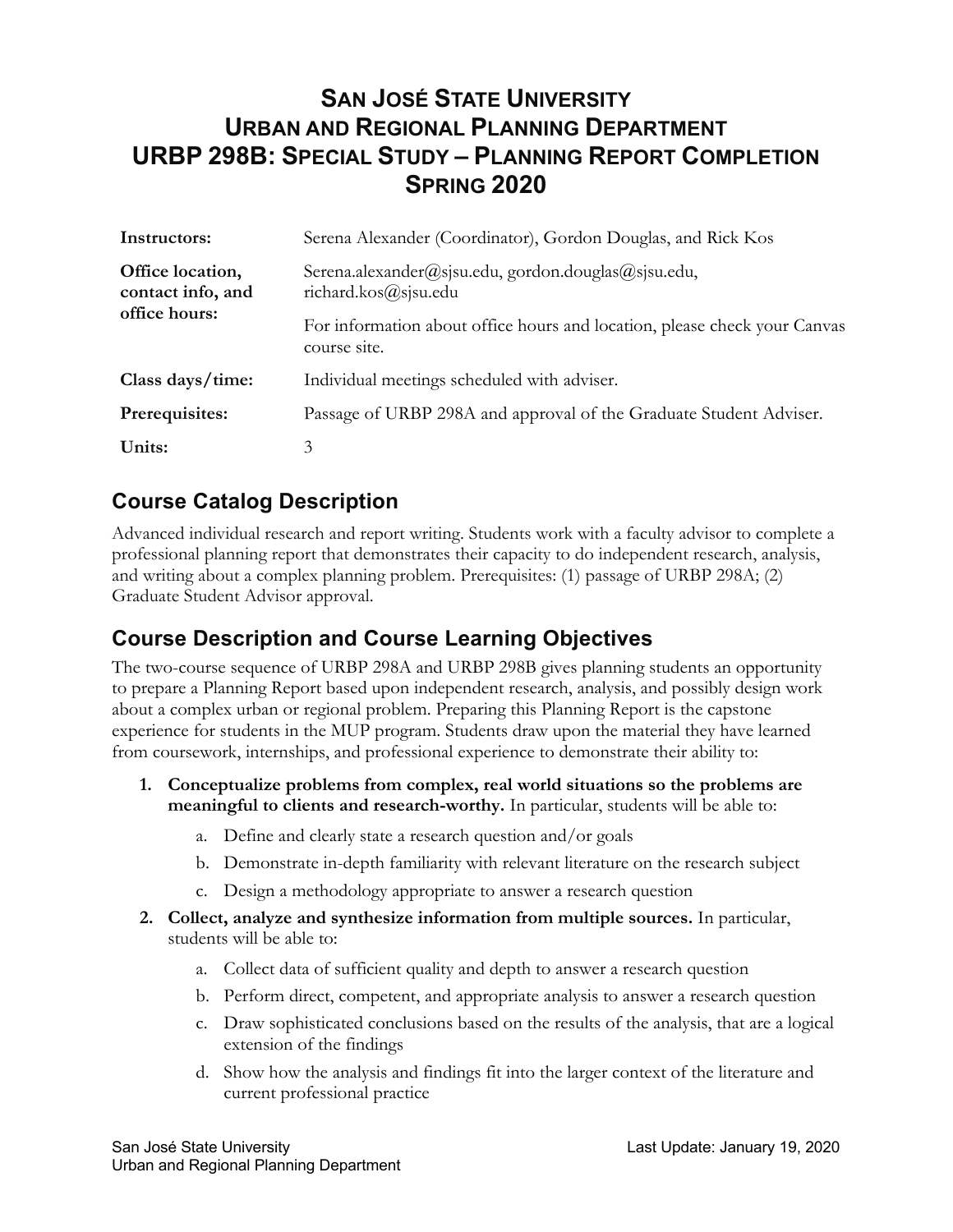# SAN JOSÉ STATE UNIVERSITY
# URBAN AND REGIONAL PLANNING DEPARTMENT
# URBP 298B: SPECIAL STUDY – PLANNING REPORT COMPLETION
# SPRING 2020

| | |
|---|---|
| **Instructors:** | Serena Alexander (Coordinator), Gordon Douglas, and Rick Kos |
| **Office location, contact info, and office hours:** | Serena.alexander@sjsu.edu, gordon.douglas@sjsu.edu, richard.kos@sjsu.edu<br><br>For information about office hours and location, please check your Canvas course site. |
| **Class days/time:** | Individual meetings scheduled with adviser. |
| **Prerequisites:** | Passage of URBP 298A and approval of the Graduate Student Adviser. |
| **Units:** | 3 |

## Course Catalog Description

Advanced individual research and report writing. Students work with a faculty advisor to complete a professional planning report that demonstrates their capacity to do independent research, analysis, and writing about a complex planning problem. Prerequisites: (1) passage of URBP 298A; (2) Graduate Student Advisor approval.

## Course Description and Course Learning Objectives

The two-course sequence of URBP 298A and URBP 298B gives planning students an opportunity to prepare a Planning Report based upon independent research, analysis, and possibly design work about a complex urban or regional problem. Preparing this Planning Report is the capstone experience for students in the MUP program. Students draw upon the material they have learned from coursework, internships, and professional experience to demonstrate their ability to:

1. **Conceptualize problems from complex, real world situations so the problems are meaningful to clients and research-worthy.** In particular, students will be able to:
    a. Define and clearly state a research question and/or goals
    b. Demonstrate in-depth familiarity with relevant literature on the research subject
    c. Design a methodology appropriate to answer a research question
2. **Collect, analyze and synthesize information from multiple sources.** In particular, students will be able to:
    a. Collect data of sufficient quality and depth to answer a research question
    b. Perform direct, competent, and appropriate analysis to answer a research question
    c. Draw sophisticated conclusions based on the results of the analysis, that are a logical extension of the findings
    d. Show how the analysis and findings fit into the larger context of the literature and current professional practice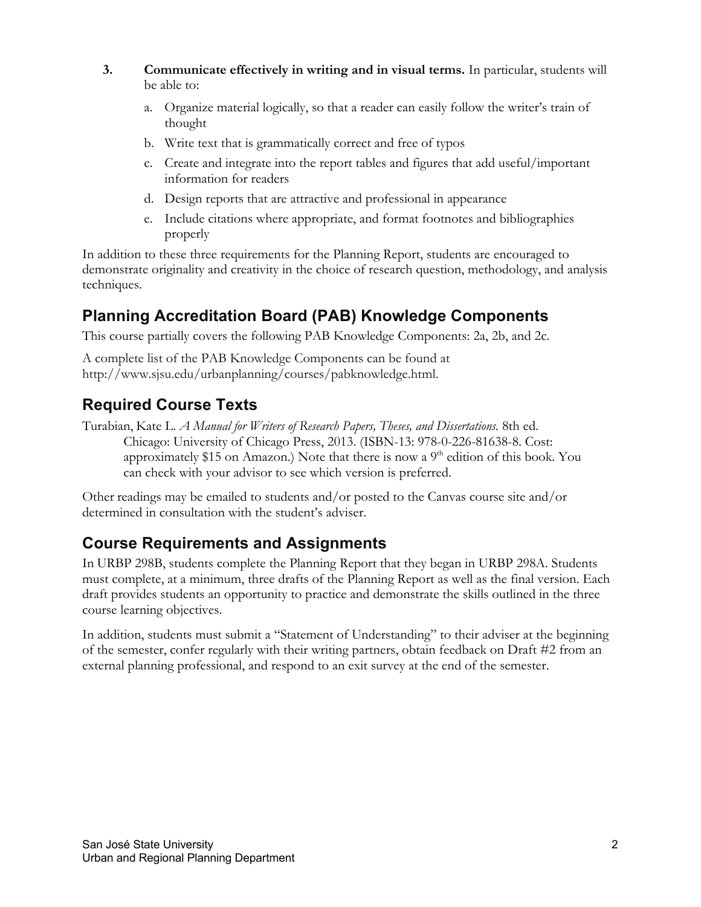3. **Communicate effectively in writing and in visual terms.** In particular, students will be able to:

   a. Organize material logically, so that a reader can easily follow the writer's train of thought

   b. Write text that is grammatically correct and free of typos

   c. Create and integrate into the report tables and figures that add useful/important information for readers

   d. Design reports that are attractive and professional in appearance

   e. Include citations where appropriate, and format footnotes and bibliographies properly

In addition to these three requirements for the Planning Report, students are encouraged to demonstrate originality and creativity in the choice of research question, methodology, and analysis techniques.

## Planning Accreditation Board (PAB) Knowledge Components

This course partially covers the following PAB Knowledge Components: 2a, 2b, and 2c.

A complete list of the PAB Knowledge Components can be found at http://www.sjsu.edu/urbanplanning/courses/pabknowledge.html.

## Required Course Texts

Turabian, Kate L. *A Manual for Writers of Research Papers, Theses, and Dissertations.* 8th ed. Chicago: University of Chicago Press, 2013. (ISBN-13: 978-0-226-81638-8. Cost: approximately $15 on Amazon.) Note that there is now a 9th edition of this book. You can check with your advisor to see which version is preferred.

Other readings may be emailed to students and/or posted to the Canvas course site and/or determined in consultation with the student's adviser.

## Course Requirements and Assignments

In URBP 298B, students complete the Planning Report that they began in URBP 298A. Students must complete, at a minimum, three drafts of the Planning Report as well as the final version. Each draft provides students an opportunity to practice and demonstrate the skills outlined in the three course learning objectives.

In addition, students must submit a "Statement of Understanding" to their adviser at the beginning of the semester, confer regularly with their writing partners, obtain feedback on Draft #2 from an external planning professional, and respond to an exit survey at the end of the semester.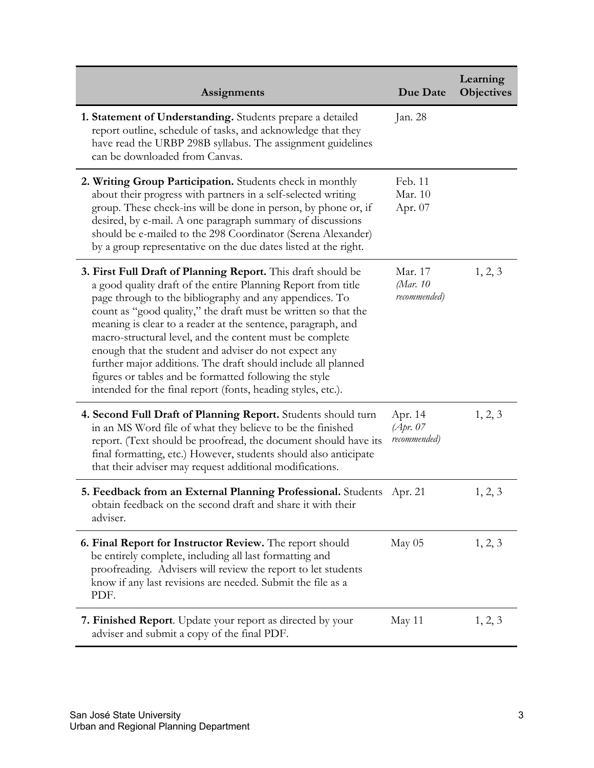| Assignments | Due Date | Learning Objectives |
|---|---|---|
| **1. Statement of Understanding.** Students prepare a detailed report outline, schedule of tasks, and acknowledge that they have read the URBP 298B syllabus. The assignment guidelines can be downloaded from Canvas. | Jan. 28 | |
| **2. Writing Group Participation.** Students check in monthly about their progress with partners in a self-selected writing group. These check-ins will be done in person, by phone or, if desired, by e-mail. A one paragraph summary of discussions should be e-mailed to the 298 Coordinator (Serena Alexander) by a group representative on the due dates listed at the right. | Feb. 11<br>Mar. 10<br>Apr. 07 | |
| **3. First Full Draft of Planning Report.** This draft should be a good quality draft of the entire Planning Report from title page through to the bibliography and any appendices. To count as "good quality," the draft must be written so that the meaning is clear to a reader at the sentence, paragraph, and macro-structural level, and the content must be complete enough that the student and adviser do not expect any further major additions. The draft should include all planned figures or tables and be formatted following the style intended for the final report (fonts, heading styles, etc.). | Mar. 17<br>*(Mar. 10 recommended)* | 1, 2, 3 |
| **4. Second Full Draft of Planning Report.** Students should turn in an MS Word file of what they believe to be the finished report. (Text should be proofread, the document should have its final formatting, etc.) However, students should also anticipate that their adviser may request additional modifications. | Apr. 14<br>*(Apr. 07 recommended)* | 1, 2, 3 |
| **5. Feedback from an External Planning Professional.** Students obtain feedback on the second draft and share it with their adviser. | Apr. 21 | 1, 2, 3 |
| **6. Final Report for Instructor Review.** The report should be entirely complete, including all last formatting and proofreading. Advisers will review the report to let students know if any last revisions are needed. Submit the file as a PDF. | May 05 | 1, 2, 3 |
| **7. Finished Report**. Update your report as directed by your adviser and submit a copy of the final PDF. | May 11 | 1, 2, 3 |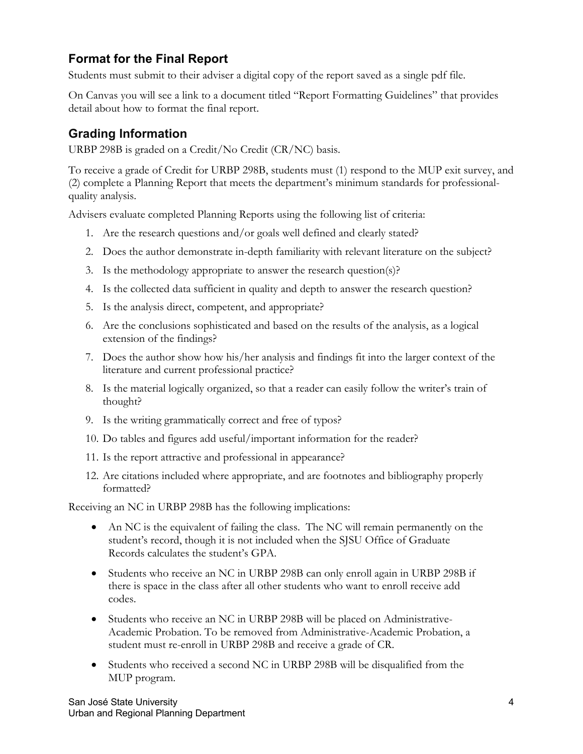## Format for the Final Report

Students must submit to their adviser a digital copy of the report saved as a single pdf file.

On Canvas you will see a link to a document titled "Report Formatting Guidelines" that provides detail about how to format the final report.

## Grading Information

URBP 298B is graded on a Credit/No Credit (CR/NC) basis.

To receive a grade of Credit for URBP 298B, students must (1) respond to the MUP exit survey, and (2) complete a Planning Report that meets the department's minimum standards for professional-quality analysis.

Advisers evaluate completed Planning Reports using the following list of criteria:

1. Are the research questions and/or goals well defined and clearly stated?
2. Does the author demonstrate in-depth familiarity with relevant literature on the subject?
3. Is the methodology appropriate to answer the research question(s)?
4. Is the collected data sufficient in quality and depth to answer the research question?
5. Is the analysis direct, competent, and appropriate?
6. Are the conclusions sophisticated and based on the results of the analysis, as a logical extension of the findings?
7. Does the author show how his/her analysis and findings fit into the larger context of the literature and current professional practice?
8. Is the material logically organized, so that a reader can easily follow the writer's train of thought?
9. Is the writing grammatically correct and free of typos?
10. Do tables and figures add useful/important information for the reader?
11. Is the report attractive and professional in appearance?
12. Are citations included where appropriate, and are footnotes and bibliography properly formatted?

Receiving an NC in URBP 298B has the following implications:

- An NC is the equivalent of failing the class. The NC will remain permanently on the student's record, though it is not included when the SJSU Office of Graduate Records calculates the student's GPA.
- Students who receive an NC in URBP 298B can only enroll again in URBP 298B if there is space in the class after all other students who want to enroll receive add codes.
- Students who receive an NC in URBP 298B will be placed on Administrative-Academic Probation. To be removed from Administrative-Academic Probation, a student must re-enroll in URBP 298B and receive a grade of CR.
- Students who received a second NC in URBP 298B will be disqualified from the MUP program.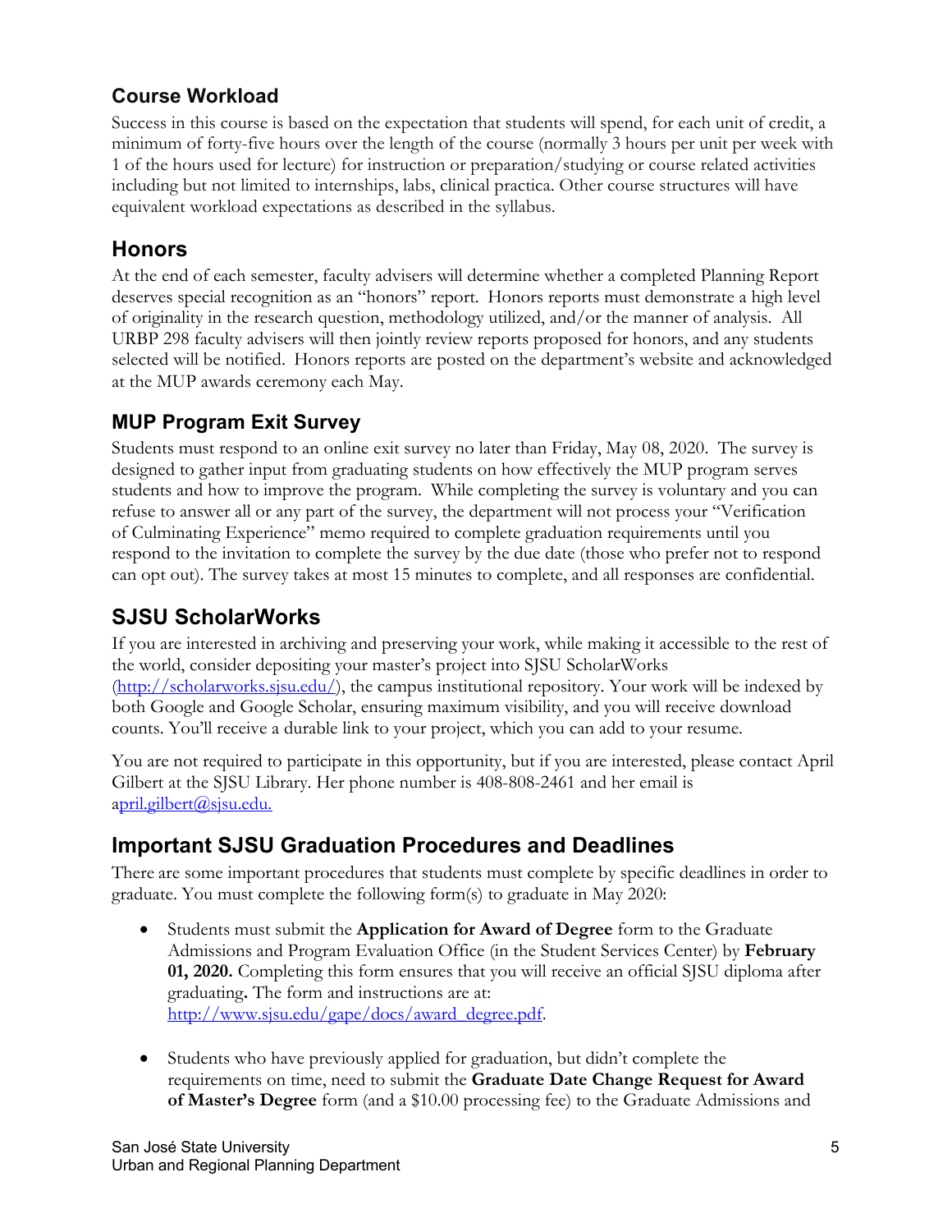### Course Workload

Success in this course is based on the expectation that students will spend, for each unit of credit, a minimum of forty-five hours over the length of the course (normally 3 hours per unit per week with 1 of the hours used for lecture) for instruction or preparation/studying or course related activities including but not limited to internships, labs, clinical practica. Other course structures will have equivalent workload expectations as described in the syllabus.

## Honors

At the end of each semester, faculty advisers will determine whether a completed Planning Report deserves special recognition as an "honors" report. Honors reports must demonstrate a high level of originality in the research question, methodology utilized, and/or the manner of analysis. All URBP 298 faculty advisers will then jointly review reports proposed for honors, and any students selected will be notified. Honors reports are posted on the department's website and acknowledged at the MUP awards ceremony each May.

### MUP Program Exit Survey

Students must respond to an online exit survey no later than Friday, May 08, 2020. The survey is designed to gather input from graduating students on how effectively the MUP program serves students and how to improve the program. While completing the survey is voluntary and you can refuse to answer all or any part of the survey, the department will not process your "Verification of Culminating Experience" memo required to complete graduation requirements until you respond to the invitation to complete the survey by the due date (those who prefer not to respond can opt out). The survey takes at most 15 minutes to complete, and all responses are confidential.

## SJSU ScholarWorks

If you are interested in archiving and preserving your work, while making it accessible to the rest of the world, consider depositing your master's project into SJSU ScholarWorks (http://scholarworks.sjsu.edu/), the campus institutional repository. Your work will be indexed by both Google and Google Scholar, ensuring maximum visibility, and you will receive download counts. You'll receive a durable link to your project, which you can add to your resume.

You are not required to participate in this opportunity, but if you are interested, please contact April Gilbert at the SJSU Library. Her phone number is 408-808-2461 and her email is april.gilbert@sjsu.edu.

## Important SJSU Graduation Procedures and Deadlines

There are some important procedures that students must complete by specific deadlines in order to graduate. You must complete the following form(s) to graduate in May 2020:

- Students must submit the **Application for Award of Degree** form to the Graduate Admissions and Program Evaluation Office (in the Student Services Center) by **February 01, 2020.** Completing this form ensures that you will receive an official SJSU diploma after graduating**.** The form and instructions are at: http://www.sjsu.edu/gape/docs/award_degree.pdf.

- Students who have previously applied for graduation, but didn't complete the requirements on time, need to submit the **Graduate Date Change Request for Award of Master's Degree** form (and a $10.00 processing fee) to the Graduate Admissions and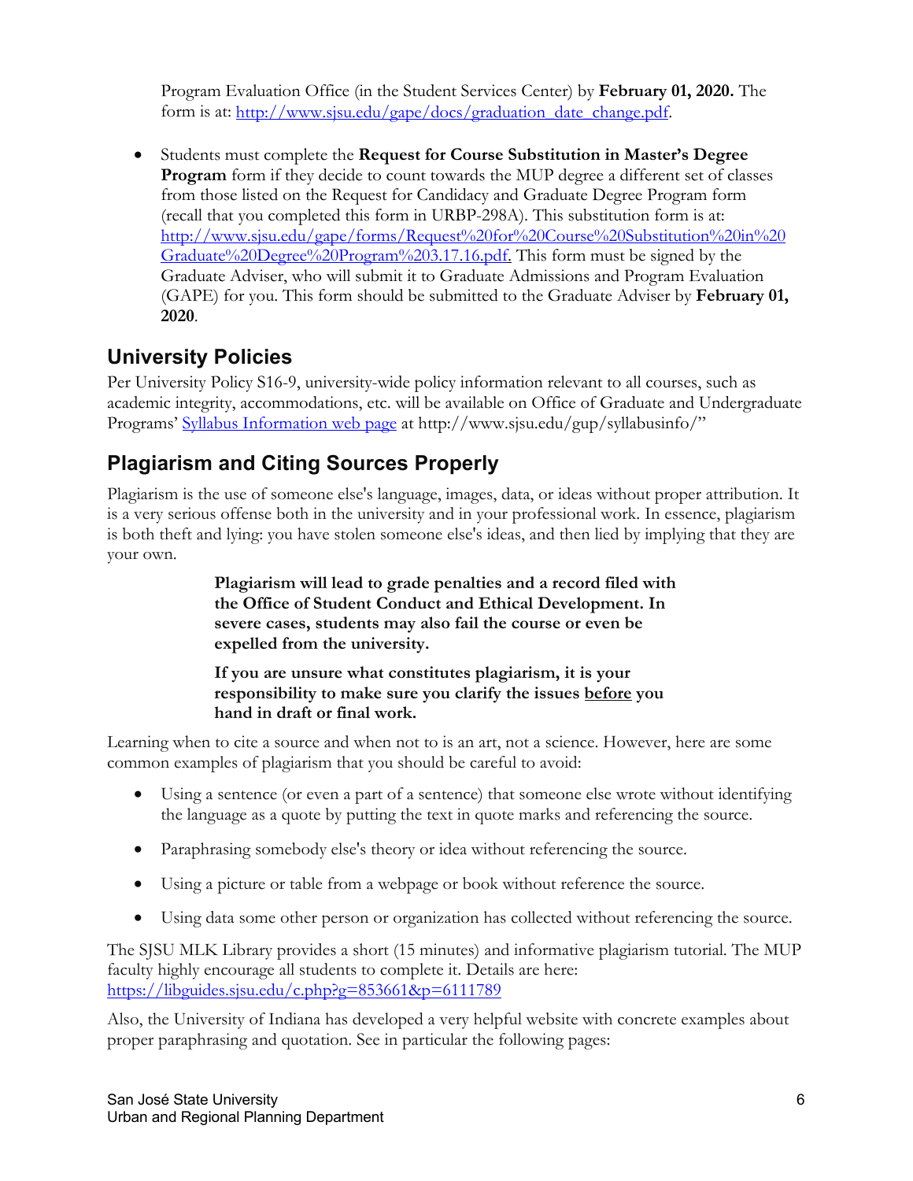Program Evaluation Office (in the Student Services Center) by **February 01, 2020.** The form is at: [http://www.sjsu.edu/gape/docs/graduation_date_change.pdf](http://www.sjsu.edu/gape/docs/graduation_date_change.pdf).

- Students must complete the **Request for Course Substitution in Master's Degree Program** form if they decide to count towards the MUP degree a different set of classes from those listed on the Request for Candidacy and Graduate Degree Program form (recall that you completed this form in URBP-298A). This substitution form is at: [http://www.sjsu.edu/gape/forms/Request%20for%20Course%20Substitution%20in%20Graduate%20Degree%20Program%203.17.16.pdf.](http://www.sjsu.edu/gape/forms/Request%20for%20Course%20Substitution%20in%20Graduate%20Degree%20Program%203.17.16.pdf) This form must be signed by the Graduate Adviser, who will submit it to Graduate Admissions and Program Evaluation (GAPE) for you. This form should be submitted to the Graduate Adviser by **February 01, 2020**.

## University Policies

Per University Policy S16-9, university-wide policy information relevant to all courses, such as academic integrity, accommodations, etc. will be available on Office of Graduate and Undergraduate Programs' [Syllabus Information web page](http://www.sjsu.edu/gup/syllabusinfo/) at http://www.sjsu.edu/gup/syllabusinfo/"

## Plagiarism and Citing Sources Properly

Plagiarism is the use of someone else's language, images, data, or ideas without proper attribution. It is a very serious offense both in the university and in your professional work. In essence, plagiarism is both theft and lying: you have stolen someone else's ideas, and then lied by implying that they are your own.

> **Plagiarism will lead to grade penalties and a record filed with the Office of Student Conduct and Ethical Development. In severe cases, students may also fail the course or even be expelled from the university.**
>
> **If you are unsure what constitutes plagiarism, it is your responsibility to make sure you clarify the issues <u>before</u> you hand in draft or final work.**

Learning when to cite a source and when not to is an art, not a science. However, here are some common examples of plagiarism that you should be careful to avoid:

- Using a sentence (or even a part of a sentence) that someone else wrote without identifying the language as a quote by putting the text in quote marks and referencing the source.
- Paraphrasing somebody else's theory or idea without referencing the source.
- Using a picture or table from a webpage or book without reference the source.
- Using data some other person or organization has collected without referencing the source.

The SJSU MLK Library provides a short (15 minutes) and informative plagiarism tutorial. The MUP faculty highly encourage all students to complete it. Details are here: [https://libguides.sjsu.edu/c.php?g=853661&p=6111789](https://libguides.sjsu.edu/c.php?g=853661&p=6111789)

Also, the University of Indiana has developed a very helpful website with concrete examples about proper paraphrasing and quotation. See in particular the following pages: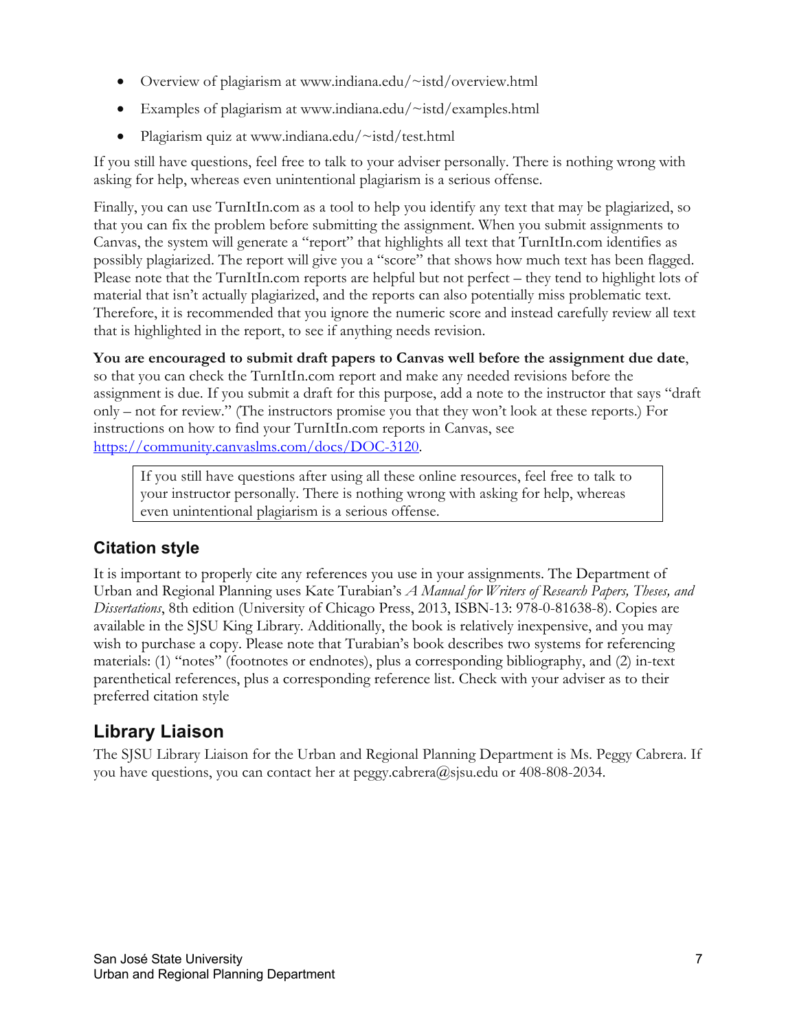- Overview of plagiarism at www.indiana.edu/~istd/overview.html
- Examples of plagiarism at www.indiana.edu/~istd/examples.html
- Plagiarism quiz at www.indiana.edu/~istd/test.html

If you still have questions, feel free to talk to your adviser personally. There is nothing wrong with asking for help, whereas even unintentional plagiarism is a serious offense.

Finally, you can use TurnItIn.com as a tool to help you identify any text that may be plagiarized, so that you can fix the problem before submitting the assignment. When you submit assignments to Canvas, the system will generate a "report" that highlights all text that TurnItIn.com identifies as possibly plagiarized. The report will give you a "score" that shows how much text has been flagged. Please note that the TurnItIn.com reports are helpful but not perfect – they tend to highlight lots of material that isn't actually plagiarized, and the reports can also potentially miss problematic text. Therefore, it is recommended that you ignore the numeric score and instead carefully review all text that is highlighted in the report, to see if anything needs revision.

**You are encouraged to submit draft papers to Canvas well before the assignment due date**, so that you can check the TurnItIn.com report and make any needed revisions before the assignment is due. If you submit a draft for this purpose, add a note to the instructor that says "draft only – not for review." (The instructors promise you that they won't look at these reports.) For instructions on how to find your TurnItIn.com reports in Canvas, see https://community.canvaslms.com/docs/DOC-3120.

> If you still have questions after using all these online resources, feel free to talk to your instructor personally. There is nothing wrong with asking for help, whereas even unintentional plagiarism is a serious offense.

## Citation style

It is important to properly cite any references you use in your assignments. The Department of Urban and Regional Planning uses Kate Turabian's *A Manual for Writers of Research Papers, Theses, and Dissertations*, 8th edition (University of Chicago Press, 2013, ISBN-13: 978-0-81638-8). Copies are available in the SJSU King Library. Additionally, the book is relatively inexpensive, and you may wish to purchase a copy. Please note that Turabian's book describes two systems for referencing materials: (1) "notes" (footnotes or endnotes), plus a corresponding bibliography, and (2) in-text parenthetical references, plus a corresponding reference list. Check with your adviser as to their preferred citation style

## Library Liaison

The SJSU Library Liaison for the Urban and Regional Planning Department is Ms. Peggy Cabrera. If you have questions, you can contact her at peggy.cabrera@sjsu.edu or 408-808-2034.